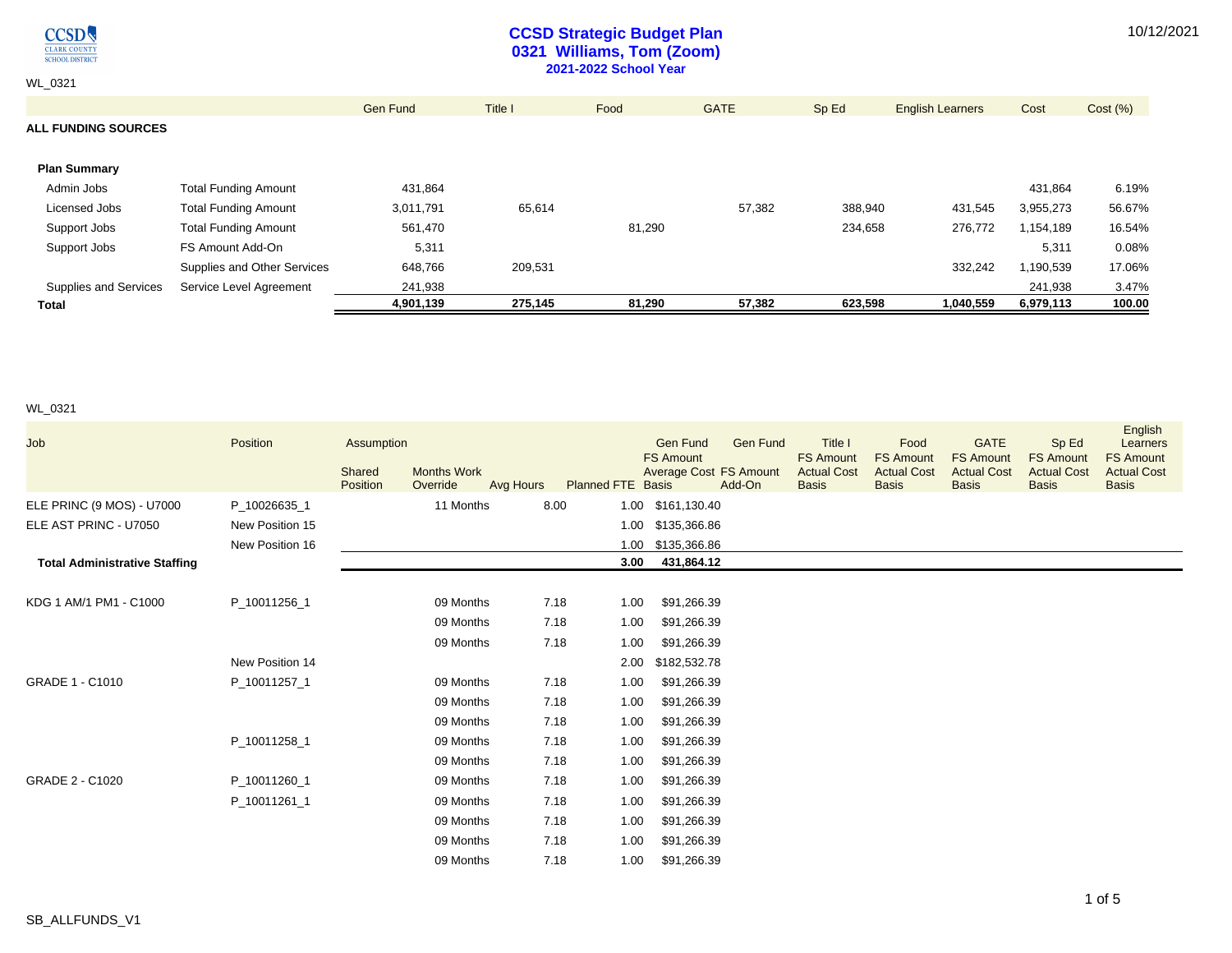**CCSD Strategic Budget Plan**
**0321 Williams, Tom (Zoom)**
**2021-2022 School Year**

10/12/2021

WL_0321

| | | Gen Fund | Title I | Food | GATE | Sp Ed | English Learners | Cost | Cost (%) |
|---|---|---|---|---|---|---|---|---|---|
| **ALL FUNDING SOURCES** | | | | | | | | | |
| **Plan Summary** | | | | | | | | | |
| Admin Jobs | Total Funding Amount | 431,864 | | | | | | 431,864 | 6.19% |
| Licensed Jobs | Total Funding Amount | 3,011,791 | 65,614 | | 57,382 | 388,940 | 431,545 | 3,955,273 | 56.67% |
| Support Jobs | Total Funding Amount | 561,470 | | 81,290 | | 234,658 | 276,772 | 1,154,189 | 16.54% |
| Support Jobs | FS Amount Add-On | 5,311 | | | | | | 5,311 | 0.08% |
| | Supplies and Other Services | 648,766 | 209,531 | | | | 332,242 | 1,190,539 | 17.06% |
| Supplies and Services | Service Level Agreement | 241,938 | | | | | | 241,938 | 3.47% |
| **Total** | | **4,901,139** | **275,145** | **81,290** | **57,382** | **623,598** | **1,040,559** | **6,979,113** | **100.00** |

WL_0321

| Job | Position | Assumption Shared Position | Months Work Override | Avg Hours | Planned FTE | Gen Fund FS Amount Average Cost Basis | Gen Fund FS Amount Add-On | Title I FS Amount Actual Cost Basis | Food FS Amount Actual Cost Basis | GATE FS Amount Actual Cost Basis | Sp Ed FS Amount Actual Cost Basis | English Learners FS Amount Actual Cost Basis |
|---|---|---|---|---|---|---|---|---|---|---|---|---|
| ELE PRINC (9 MOS) - U7000 | P_10026635_1 | | 11 Months | 8.00 | 1.00 | $161,130.40 | | | | | | |
| ELE AST PRINC - U7050 | New Position 15 | | | | 1.00 | $135,366.86 | | | | | | |
| | New Position 16 | | | | 1.00 | $135,366.86 | | | | | | |
| **Total Administrative Staffing** | | | | | **3.00** | **431,864.12** | | | | | | |
| KDG 1 AM/1 PM1 - C1000 | P_10011256_1 | | 09 Months | 7.18 | 1.00 | $91,266.39 | | | | | | |
| | | | 09 Months | 7.18 | 1.00 | $91,266.39 | | | | | | |
| | | | 09 Months | 7.18 | 1.00 | $91,266.39 | | | | | | |
| | New Position 14 | | | | 2.00 | $182,532.78 | | | | | | |
| GRADE 1 - C1010 | P_10011257_1 | | 09 Months | 7.18 | 1.00 | $91,266.39 | | | | | | |
| | | | 09 Months | 7.18 | 1.00 | $91,266.39 | | | | | | |
| | | | 09 Months | 7.18 | 1.00 | $91,266.39 | | | | | | |
| | P_10011258_1 | | 09 Months | 7.18 | 1.00 | $91,266.39 | | | | | | |
| | | | 09 Months | 7.18 | 1.00 | $91,266.39 | | | | | | |
| GRADE 2 - C1020 | P_10011260_1 | | 09 Months | 7.18 | 1.00 | $91,266.39 | | | | | | |
| | P_10011261_1 | | 09 Months | 7.18 | 1.00 | $91,266.39 | | | | | | |
| | | | 09 Months | 7.18 | 1.00 | $91,266.39 | | | | | | |
| | | | 09 Months | 7.18 | 1.00 | $91,266.39 | | | | | | |
| | | | 09 Months | 7.18 | 1.00 | $91,266.39 | | | | | | |

SB_ALLFUNDS_V1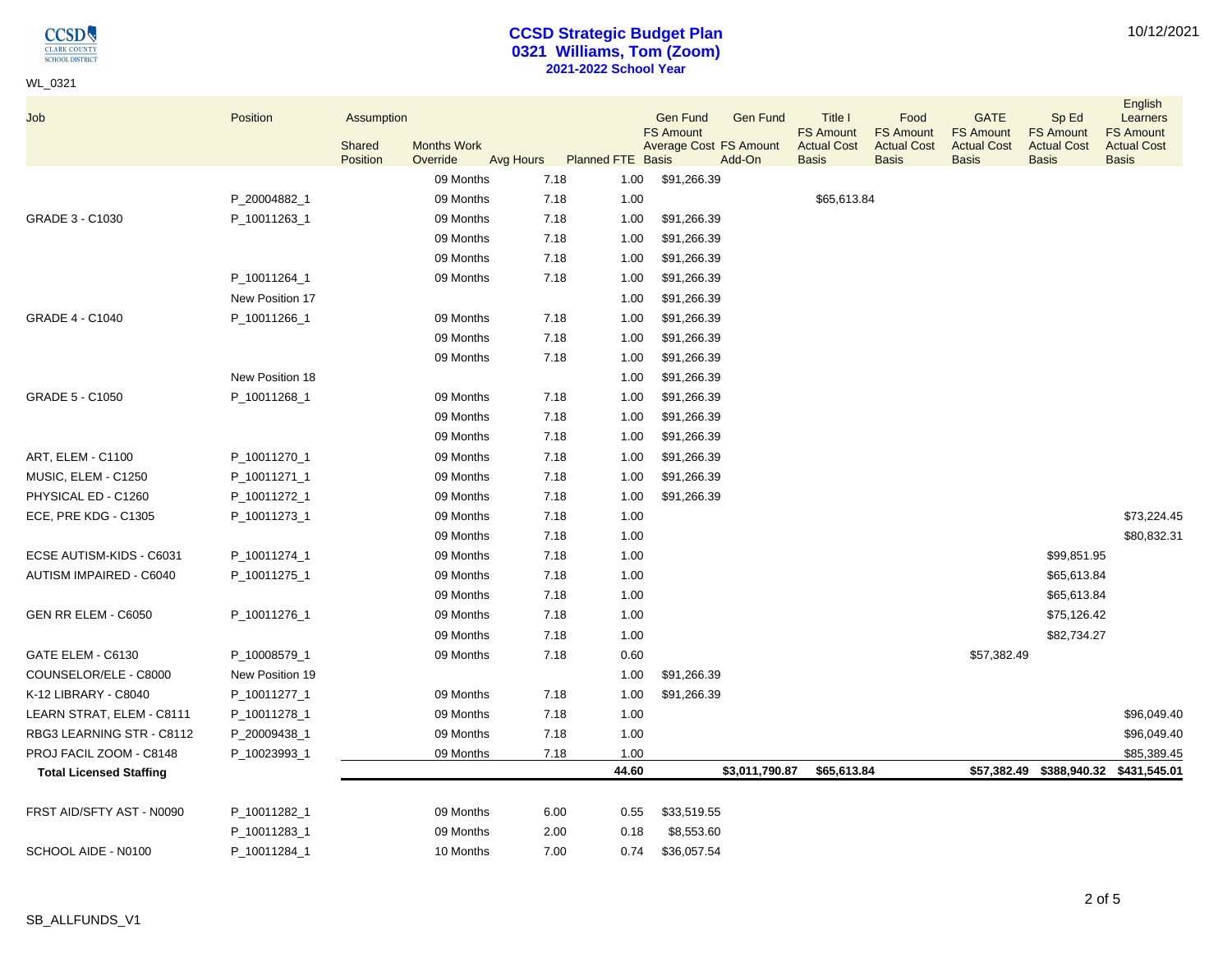# CCSD Strategic Budget Plan

## 0321 Williams, Tom (Zoom)

### 2021-2022 School Year

10/12/2021

WL_0321

| Job | Position | Assumption Shared Position | Months Work Override | Avg Hours | Planned FTE | Gen Fund FS Amount Average Cost Basis | Gen Fund FS Amount Add-On | Title I FS Amount Actual Cost Basis | Food FS Amount Actual Cost Basis | GATE FS Amount Actual Cost Basis | Sp Ed FS Amount Actual Cost Basis | English Learners FS Amount Actual Cost Basis |
|---|---|---|---|---|---|---|---|---|---|---|---|---|
| | | | 09 Months | 7.18 | 1.00 | $91,266.39 | | | | | | |
| | P_20004882_1 | | 09 Months | 7.18 | 1.00 | | | $65,613.84 | | | | |
| GRADE 3 - C1030 | P_10011263_1 | | 09 Months | 7.18 | 1.00 | $91,266.39 | | | | | | |
| | | | 09 Months | 7.18 | 1.00 | $91,266.39 | | | | | | |
| | | | 09 Months | 7.18 | 1.00 | $91,266.39 | | | | | | |
| | P_10011264_1 | | 09 Months | 7.18 | 1.00 | $91,266.39 | | | | | | |
| | New Position 17 | | | | 1.00 | $91,266.39 | | | | | | |
| GRADE 4 - C1040 | P_10011266_1 | | 09 Months | 7.18 | 1.00 | $91,266.39 | | | | | | |
| | | | 09 Months | 7.18 | 1.00 | $91,266.39 | | | | | | |
| | | | 09 Months | 7.18 | 1.00 | $91,266.39 | | | | | | |
| | New Position 18 | | | | 1.00 | $91,266.39 | | | | | | |
| GRADE 5 - C1050 | P_10011268_1 | | 09 Months | 7.18 | 1.00 | $91,266.39 | | | | | | |
| | | | 09 Months | 7.18 | 1.00 | $91,266.39 | | | | | | |
| | | | 09 Months | 7.18 | 1.00 | $91,266.39 | | | | | | |
| ART, ELEM - C1100 | P_10011270_1 | | 09 Months | 7.18 | 1.00 | $91,266.39 | | | | | | |
| MUSIC, ELEM - C1250 | P_10011271_1 | | 09 Months | 7.18 | 1.00 | $91,266.39 | | | | | | |
| PHYSICAL ED - C1260 | P_10011272_1 | | 09 Months | 7.18 | 1.00 | $91,266.39 | | | | | | |
| ECE, PRE KDG - C1305 | P_10011273_1 | | 09 Months | 7.18 | 1.00 | | | | | | | $73,224.45 |
| | | | 09 Months | 7.18 | 1.00 | | | | | | | $80,832.31 |
| ECSE AUTISM-KIDS - C6031 | P_10011274_1 | | 09 Months | 7.18 | 1.00 | | | | | | $99,851.95 | |
| AUTISM IMPAIRED - C6040 | P_10011275_1 | | 09 Months | 7.18 | 1.00 | | | | | | $65,613.84 | |
| | | | 09 Months | 7.18 | 1.00 | | | | | | $65,613.84 | |
| GEN RR ELEM - C6050 | P_10011276_1 | | 09 Months | 7.18 | 1.00 | | | | | | $75,126.42 | |
| | | | 09 Months | 7.18 | 1.00 | | | | | | $82,734.27 | |
| GATE ELEM - C6130 | P_10008579_1 | | 09 Months | 7.18 | 0.60 | | | | | $57,382.49 | | |
| COUNSELOR/ELE - C8000 | New Position 19 | | | | 1.00 | $91,266.39 | | | | | | |
| K-12 LIBRARY - C8040 | P_10011277_1 | | 09 Months | 7.18 | 1.00 | $91,266.39 | | | | | | |
| LEARN STRAT, ELEM - C8111 | P_10011278_1 | | 09 Months | 7.18 | 1.00 | | | | | | | $96,049.40 |
| RBG3 LEARNING STR - C8112 | P_20009438_1 | | 09 Months | 7.18 | 1.00 | | | | | | | $96,049.40 |
| PROJ FACIL ZOOM - C8148 | P_10023993_1 | | 09 Months | 7.18 | 1.00 | | | | | | | $85,389.45 |
| **Total Licensed Staffing** | | | | | **44.60** | | **$3,011,790.87** | **$65,613.84** | | **$57,382.49** | **$388,940.32** | **$431,545.01** |
| FRST AID/SFTY AST - N0090 | P_10011282_1 | | 09 Months | 6.00 | 0.55 | $33,519.55 | | | | | | |
| | P_10011283_1 | | 09 Months | 2.00 | 0.18 | $8,553.60 | | | | | | |
| SCHOOL AIDE - N0100 | P_10011284_1 | | 10 Months | 7.00 | 0.74 | $36,057.54 | | | | | | |

SB_ALLFUNDS_V1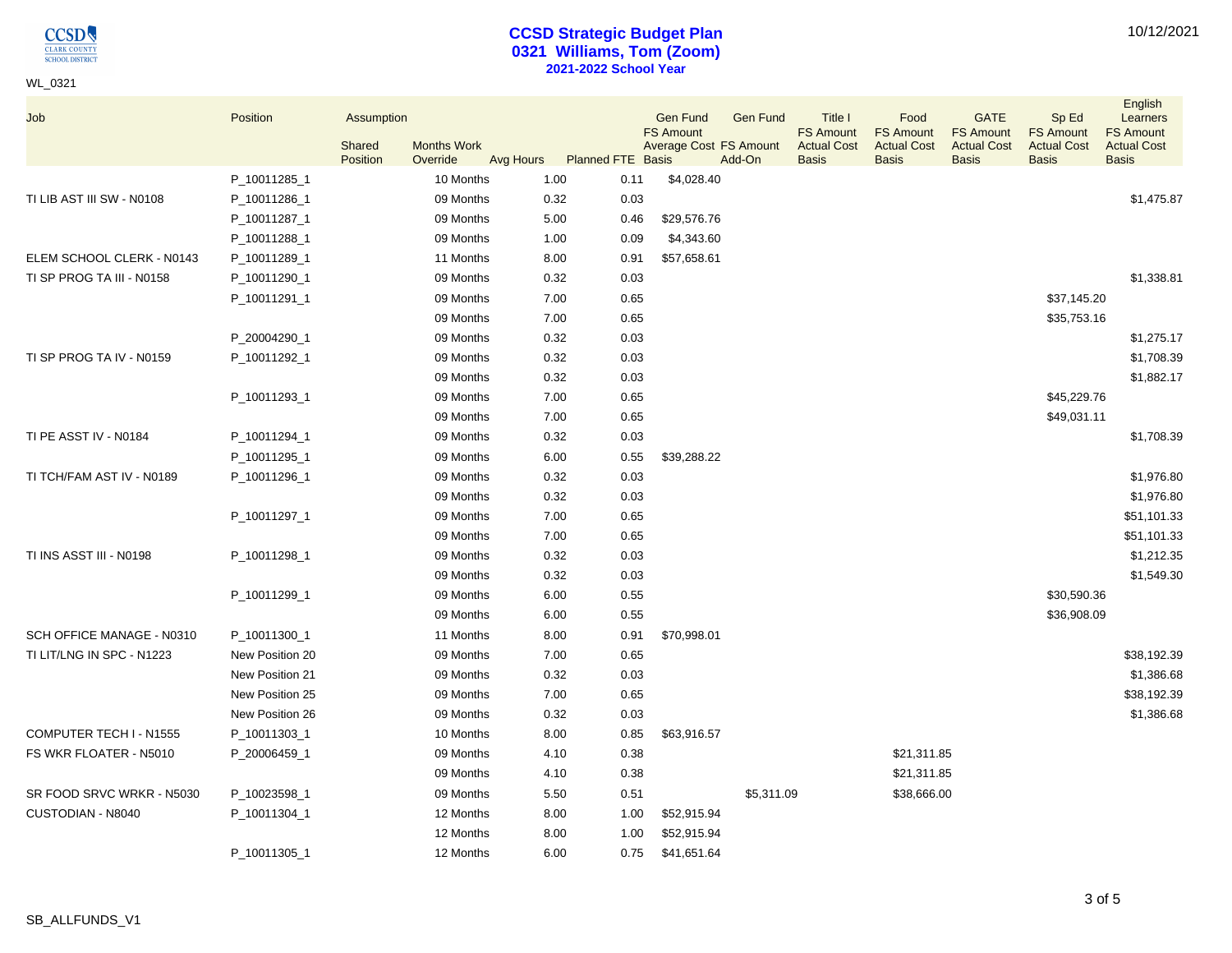# CCSD Strategic Budget Plan
## 0321 Williams, Tom (Zoom)
### 2021-2022 School Year

WL_0321

| Job | Position | Assumption Shared Position | Months Work Override | Avg Hours | Planned FTE | Gen Fund FS Amount Average Cost Basis | Gen Fund FS Amount Add-On | Title I FS Amount Actual Cost Basis | Food FS Amount Actual Cost Basis | GATE FS Amount Actual Cost Basis | Sp Ed FS Amount Actual Cost Basis | English Learners FS Amount Actual Cost Basis |
|---|---|---|---|---|---|---|---|---|---|---|---|---|
| | P_10011285_1 | | 10 Months | 1.00 | 0.11 | $4,028.40 | | | | | | |
| TI LIB AST III SW - N0108 | P_10011286_1 | | 09 Months | 0.32 | 0.03 | | | | | | | $1,475.87 |
| | P_10011287_1 | | 09 Months | 5.00 | 0.46 | $29,576.76 | | | | | | |
| | P_10011288_1 | | 09 Months | 1.00 | 0.09 | $4,343.60 | | | | | | |
| ELEM SCHOOL CLERK - N0143 | P_10011289_1 | | 11 Months | 8.00 | 0.91 | $57,658.61 | | | | | | |
| TI SP PROG TA III - N0158 | P_10011290_1 | | 09 Months | 0.32 | 0.03 | | | | | | | $1,338.81 |
| | P_10011291_1 | | 09 Months | 7.00 | 0.65 | | | | | | $37,145.20 | |
| | | | 09 Months | 7.00 | 0.65 | | | | | | $35,753.16 | |
| | P_20004290_1 | | 09 Months | 0.32 | 0.03 | | | | | | | $1,275.17 |
| TI SP PROG TA IV - N0159 | P_10011292_1 | | 09 Months | 0.32 | 0.03 | | | | | | | $1,708.39 |
| | | | 09 Months | 0.32 | 0.03 | | | | | | | $1,882.17 |
| | P_10011293_1 | | 09 Months | 7.00 | 0.65 | | | | | | $45,229.76 | |
| | | | 09 Months | 7.00 | 0.65 | | | | | | $49,031.11 | |
| TI PE ASST IV - N0184 | P_10011294_1 | | 09 Months | 0.32 | 0.03 | | | | | | | $1,708.39 |
| | P_10011295_1 | | 09 Months | 6.00 | 0.55 | $39,288.22 | | | | | | |
| TI TCH/FAM AST IV - N0189 | P_10011296_1 | | 09 Months | 0.32 | 0.03 | | | | | | | $1,976.80 |
| | | | 09 Months | 0.32 | 0.03 | | | | | | | $1,976.80 |
| | P_10011297_1 | | 09 Months | 7.00 | 0.65 | | | | | | | $51,101.33 |
| | | | 09 Months | 7.00 | 0.65 | | | | | | | $51,101.33 |
| TI INS ASST III - N0198 | P_10011298_1 | | 09 Months | 0.32 | 0.03 | | | | | | | $1,212.35 |
| | | | 09 Months | 0.32 | 0.03 | | | | | | | $1,549.30 |
| | P_10011299_1 | | 09 Months | 6.00 | 0.55 | | | | | | $30,590.36 | |
| | | | 09 Months | 6.00 | 0.55 | | | | | | $36,908.09 | |
| SCH OFFICE MANAGE - N0310 | P_10011300_1 | | 11 Months | 8.00 | 0.91 | $70,998.01 | | | | | | |
| TI LIT/LNG IN SPC - N1223 | New Position 20 | | 09 Months | 7.00 | 0.65 | | | | | | | $38,192.39 |
| | New Position 21 | | 09 Months | 0.32 | 0.03 | | | | | | | $1,386.68 |
| | New Position 25 | | 09 Months | 7.00 | 0.65 | | | | | | | $38,192.39 |
| | New Position 26 | | 09 Months | 0.32 | 0.03 | | | | | | | $1,386.68 |
| COMPUTER TECH I - N1555 | P_10011303_1 | | 10 Months | 8.00 | 0.85 | $63,916.57 | | | | | | |
| FS WKR FLOATER - N5010 | P_20006459_1 | | 09 Months | 4.10 | 0.38 | | | | $21,311.85 | | | |
| | | | 09 Months | 4.10 | 0.38 | | | | $21,311.85 | | | |
| SR FOOD SRVC WRKR - N5030 | P_10023598_1 | | 09 Months | 5.50 | 0.51 | | $5,311.09 | | $38,666.00 | | | |
| CUSTODIAN - N8040 | P_10011304_1 | | 12 Months | 8.00 | 1.00 | $52,915.94 | | | | | | |
| | | | 12 Months | 8.00 | 1.00 | $52,915.94 | | | | | | |
| | P_10011305_1 | | 12 Months | 6.00 | 0.75 | $41,651.64 | | | | | | |

SB_ALLFUNDS_V1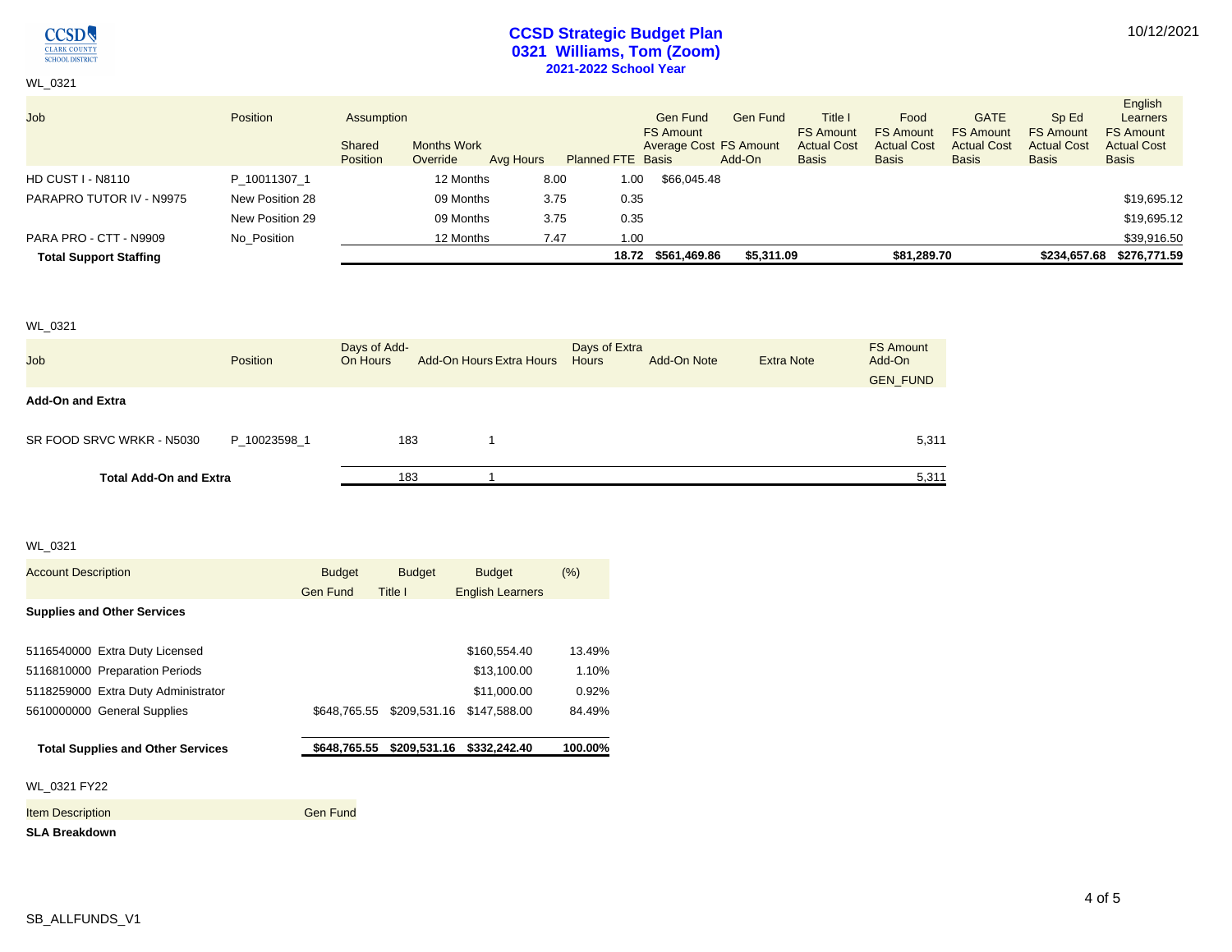WL_0321

| Job | Position | Assumption Shared Position | Months Work Override | Avg Hours | Planned FTE | Gen Fund FS Amount Average Cost Basis | Gen Fund FS Amount Add-On | Title I FS Amount Actual Cost Basis | Food FS Amount Actual Cost Basis | GATE FS Amount Actual Cost Basis | Sp Ed FS Amount Actual Cost Basis | English Learners FS Amount Actual Cost Basis |
|---|---|---|---|---|---|---|---|---|---|---|---|---|
| HD CUST I - N8110 | P_10011307_1 | | 12 Months | 8.00 | 1.00 | $66,045.48 | | | | | | |
| PARAPRO TUTOR IV - N9975 | New Position 28 | | 09 Months | 3.75 | 0.35 | | | | | | | $19,695.12 |
| | New Position 29 | | 09 Months | 3.75 | 0.35 | | | | | | | $19,695.12 |
| PARA PRO - CTT - N9909 | No_Position | | 12 Months | 7.47 | 1.00 | | | | | | | $39,916.50 |
| **Total Support Staffing** | | | | | 18.72 | $561,469.86 | $5,311.09 | | $81,289.70 | | $234,657.68 | $276,771.59 |

WL_0321

| Job | Position | Days of Add-On Hours | Add-On Hours | Extra Hours | Days of Extra Hours | Add-On Note | Extra Note | FS Amount Add-On GEN_FUND |
|---|---|---|---|---|---|---|---|---|
| **Add-On and Extra** | | | | | | | | |
| SR FOOD SRVC WRKR - N5030 | P_10023598_1 | 183 | 1 | | | | | 5,311 |
| **Total Add-On and Extra** | | 183 | 1 | | | | | 5,311 |

WL_0321

| Account Description | Budget Gen Fund | Budget Title I | Budget English Learners | (%) |
|---|---|---|---|---|
| **Supplies and Other Services** | | | | |
| 5116540000 Extra Duty Licensed | | | $160,554.40 | 13.49% |
| 5116810000 Preparation Periods | | | $13,100.00 | 1.10% |
| 5118259000 Extra Duty Administrator | | | $11,000.00 | 0.92% |
| 5610000000 General Supplies | $648,765.55 | $209,531.16 | $147,588.00 | 84.49% |
| **Total Supplies and Other Services** | **$648,765.55** | **$209,531.16** | **$332,242.40** | **100.00%** |

WL_0321 FY22

| Item Description | Gen Fund |
|---|---|
| **SLA Breakdown** | |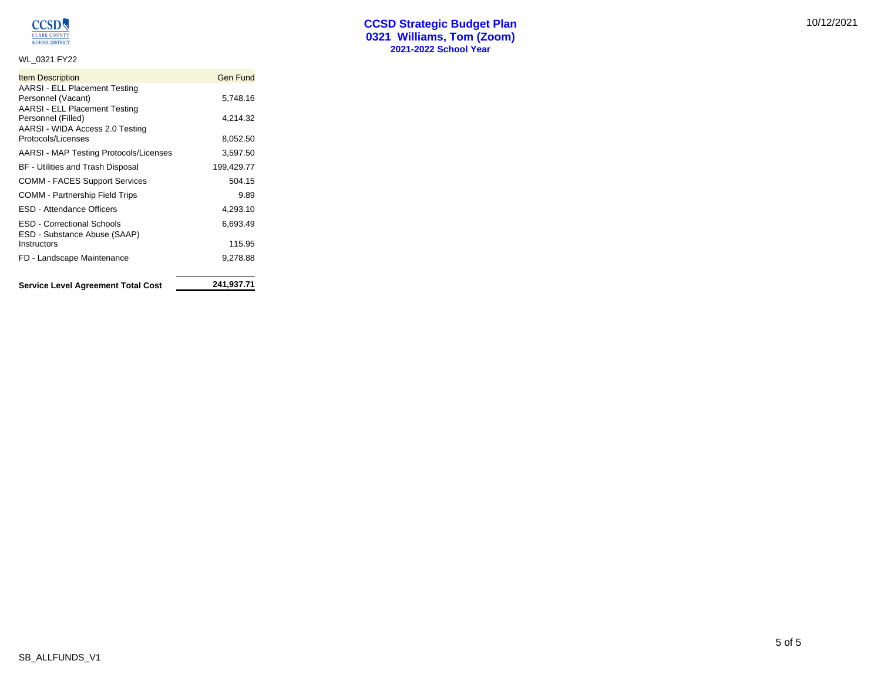# CCSD Strategic Budget Plan
## 0321 Williams, Tom (Zoom)
### 2021-2022 School Year

10/12/2021

WL_0321 FY22

| Item Description | Gen Fund |
|---|---|
| AARSI - ELL Placement Testing Personnel (Vacant) | 5,748.16 |
| AARSI - ELL Placement Testing Personnel (Filled) | 4,214.32 |
| AARSI - WIDA Access 2.0 Testing Protocols/Licenses | 8,052.50 |
| AARSI - MAP Testing Protocols/Licenses | 3,597.50 |
| BF - Utilities and Trash Disposal | 199,429.77 |
| COMM - FACES Support Services | 504.15 |
| COMM - Partnership Field Trips | 9.89 |
| ESD - Attendance Officers | 4,293.10 |
| ESD - Correctional Schools | 6,693.49 |
| ESD - Substance Abuse (SAAP) Instructors | 115.95 |
| FD - Landscape Maintenance | 9,278.88 |
| **Service Level Agreement Total Cost** | **241,937.71** |

SB_ALLFUNDS_V1